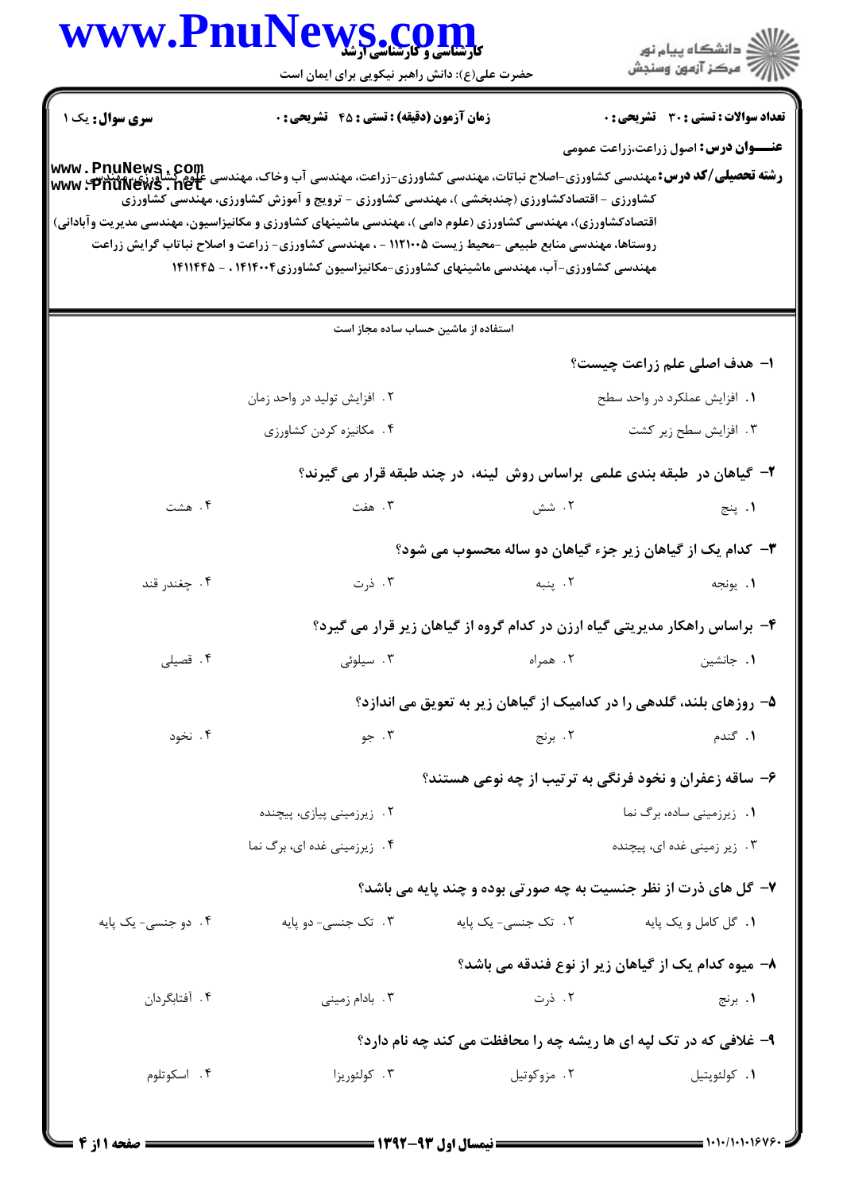**سری سوال:** یک ۱

**زمان آزمون (دقیقه) : تستی : ۴۵ تشریحی : ۰**

**تعداد سوالات : تستی : ۳۰ تشریحی : ۰**

**عنـــوان درس:** اصول زراعت،زراعت عمومی

**رشته تحصیلی/کد درس:** مهندسی کشاورزی-اصلاح نباتات، مهندسی کشاورزی-زراعت، مهندسی آب وخاک، مهندسی علوم کشاورزی، مهندسی کشاورزی - اقتصادکشاورزی (چندبخشی )، مهندسی کشاورزی - ترویج و آموزش کشاورزی، مهندسی کشاورزی (اقتصادکشاورزی)، مهندسی کشاورزی (علوم دامی )، مهندسی ماشینهای کشاورزی و مکانیزاسیون، مهندسی مدیریت وآبادانی) روستاها، مهندسی منابع طبیعی -محیط زیست ۱۱۲۱۰۰۵ - ، مهندسی کشاورزی- زراعت و اصلاح نباتاب گرایش زراعت مهندسی کشاورزی-آب، مهندسی ماشینهای کشاورزی-مکانیزاسیون کشاورزی۱۴۱۴۰۰۴ ، - ۱۴۱۱۴۴۵

استفاده از ماشین حساب ساده مجاز است

۱- هدف اصلی علم زراعت چیست؟

۱. افزایش عملکرد در واحد سطح

۲. افزایش تولید در واحد زمان

۳. افزایش سطح زیر کشت

۴. مکانیزه کردن کشاورزی

۲- گیاهان در طبقه بندی علمی براساس روش لینه، در چند طبقه قرار می گیرند؟

۱. پنج

۲. شش

۳. هفت

۴. هشت

۳- کدام یک از گیاهان زیر جزء گیاهان دو ساله محسوب می شود؟

۱. یونجه

۲. پنبه

۳. ذرت

۴. چغندر قند

۴- براساس راهکار مدیریتی گیاه ارزن در کدام گروه از گیاهان زیر قرار می گیرد؟

۱. جانشین

۲. همراه

۳. سیلوئی

۴. قصیلی

۵- روزهای بلند، گلدهی را در کدامیک از گیاهان زیر به تعویق می اندازد؟

۱. گندم

۲. برنج

۳. جو

۴. نخود

۶- ساقه زعفران و نخود فرنگی به ترتیب از چه نوعی هستند؟

۱. زیرزمینی ساده، برگ نما

۲. زیرزمینی پیازی، پیچنده

۳. زیر زمینی غده ای، پیچنده

۴. زیرزمینی غده ای، برگ نما

۷- گل های ذرت از نظر جنسیت به چه صورتی بوده و چند پایه می باشد؟

۱. گل کامل و یک پایه

۲. تک جنسی- یک پایه

۳. تک جنسی- دو پایه

۴. دو جنسی- یک پایه

۸- میوه کدام یک از گیاهان زیر از نوع فندقه می باشد؟

۱. برنج

۲. ذرت

۳. بادام زمینی

۴. آفتابگردان

۹- غلافی که در تک لپه ای ها ریشه چه را محافظت می کند چه نام دارد؟

۱. کولئوپتیل

۲. مزوکوتیل

۳. کولئوریزا

۴. اسکوتلوم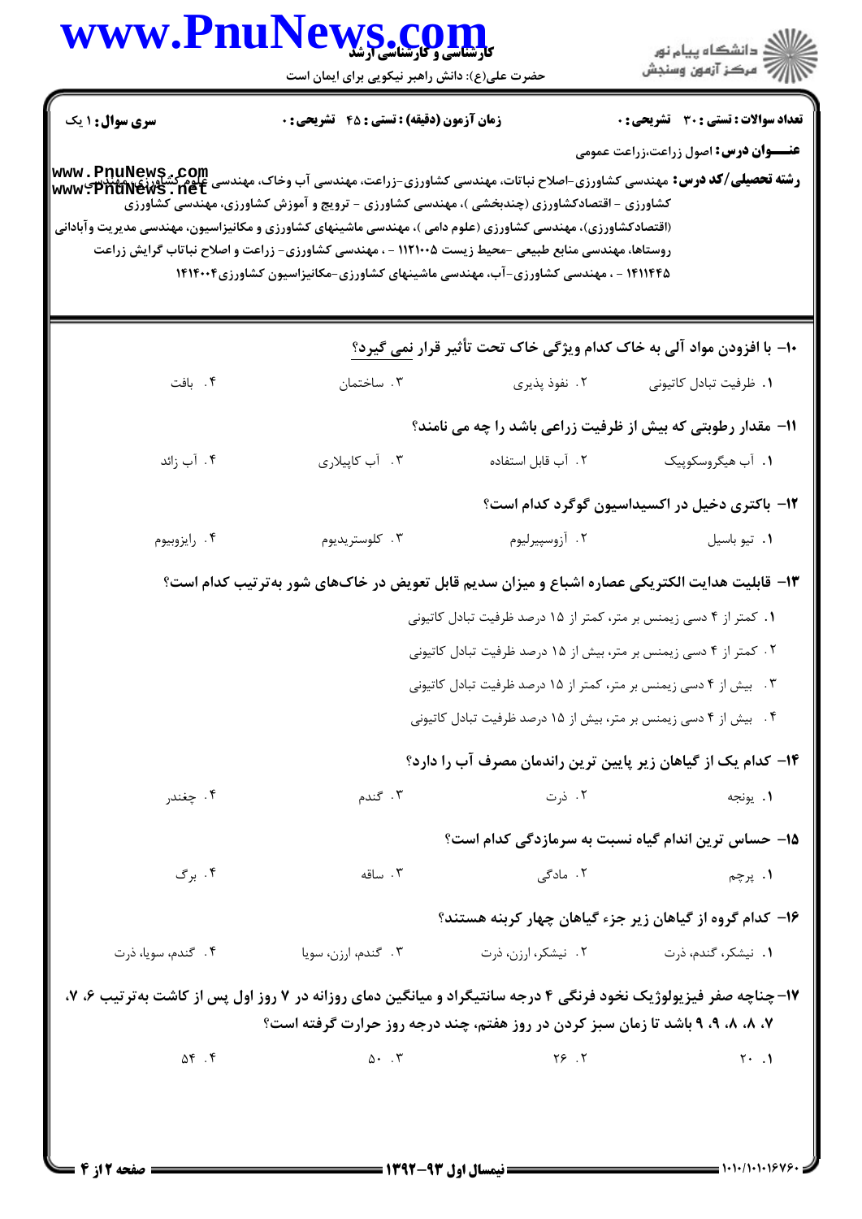**سری سوال:** ۱ یک

**زمان آزمون (دقیقه) : تستی : ۴۵ تشریحی : ۰**

**تعداد سوالات : تستی : ۳۰ تشریحی : ۰**

**عنـــوان درس:** اصول زراعت،زراعت عمومی

**رشته تحصیلی/کد درس:** مهندسی کشاورزی-اصلاح نباتات، مهندسی کشاورزی-زراعت، مهندسی آب وخاک، مهندسی علوم کشاورزی، مهندسی کشاورزی - اقتصادکشاورزی (چندبخشی )، مهندسی کشاورزی - ترویج و آموزش کشاورزی، مهندسی کشاورزی (اقتصادکشاورزی)، مهندسی کشاورزی (علوم دامی )، مهندسی ماشینهای کشاورزی و مکانیزاسیون، مهندسی مدیریت وآبادانی روستاها، مهندسی منابع طبیعی -محیط زیست ۱۱۲۱۰۰۵ - ، مهندسی کشاورزی- زراعت و اصلاح نباتاب گرایش زراعت ۱۴۱۱۴۴۵ - ، مهندسی کشاورزی-آب، مهندسی ماشینهای کشاورزی-مکانیزاسیون کشاورزی۱۴۱۴۰۰۴

---

**۱۰- با افزودن مواد آلی به خاک کدام ویژگی خاک تحت تأثیر قرار نمی گیرد؟**

۱. ظرفیت تبادل کاتیونی
۲. نفوذ پذیری
۳. ساختمان
۴. بافت

**۱۱- مقدار رطوبتی که بیش از ظرفیت زراعی باشد را چه می نامند؟**

۱. آب هیگروسکوپیک
۲. آب قابل استفاده
۳. آب کاپیلاری
۴. آب زائد

**۱۲- باکتری دخیل در اکسیداسیون گوگرد کدام است؟**

۱. تیو باسیل
۲. آزوسپیرلیوم
۳. کلوستریدیوم
۴. رایزوبیوم

**۱۳- قابلیت هدایت الکتریکی عصاره اشباع و میزان سدیم قابل تعویض در خاک‌های شور به‌ترتیب کدام است؟**

۱. کمتر از ۴ دسی زیمنس بر متر، کمتر از ۱۵ درصد ظرفیت تبادل کاتیونی
۲. کمتر از ۴ دسی زیمنس بر متر، بیش از ۱۵ درصد ظرفیت تبادل کاتیونی
۳. بیش از ۴ دسی زیمنس بر متر، کمتر از ۱۵ درصد ظرفیت تبادل کاتیونی
۴. بیش از ۴ دسی زیمنس بر متر، بیش از ۱۵ درصد ظرفیت تبادل کاتیونی

**۱۴- کدام یک از گیاهان زیر پایین ترین راندمان مصرف آب را دارد؟**

۱. یونجه
۲. ذرت
۳. گندم
۴. چغندر

**۱۵- حساس ترین اندام گیاه نسبت به سرمازدگی کدام است؟**

۱. پرچم
۲. مادگی
۳. ساقه
۴. برگ

**۱۶- کدام گروه از گیاهان زیر جزء گیاهان چهار کربنه هستند؟**

۱. نیشکر، گندم، ذرت
۲. نیشکر، ارزن، ذرت
۳. گندم، ارزن، سویا
۴. گندم، سویا، ذرت

**۱۷- چناچه صفر فیزیولوژیک نخود فرنگی ۴ درجه سانتیگراد و میانگین دمای روزانه در ۷ روز اول پس از کاشت به‌ترتیب ۶، ۷، ۷، ۸، ۸، ۹، ۹ باشد تا زمان سبز کردن در روز هفتم، چند درجه روز حرارت گرفته است؟**

۱. ۲۰
۲. ۲۶
۳. ۵۰
۴. ۵۴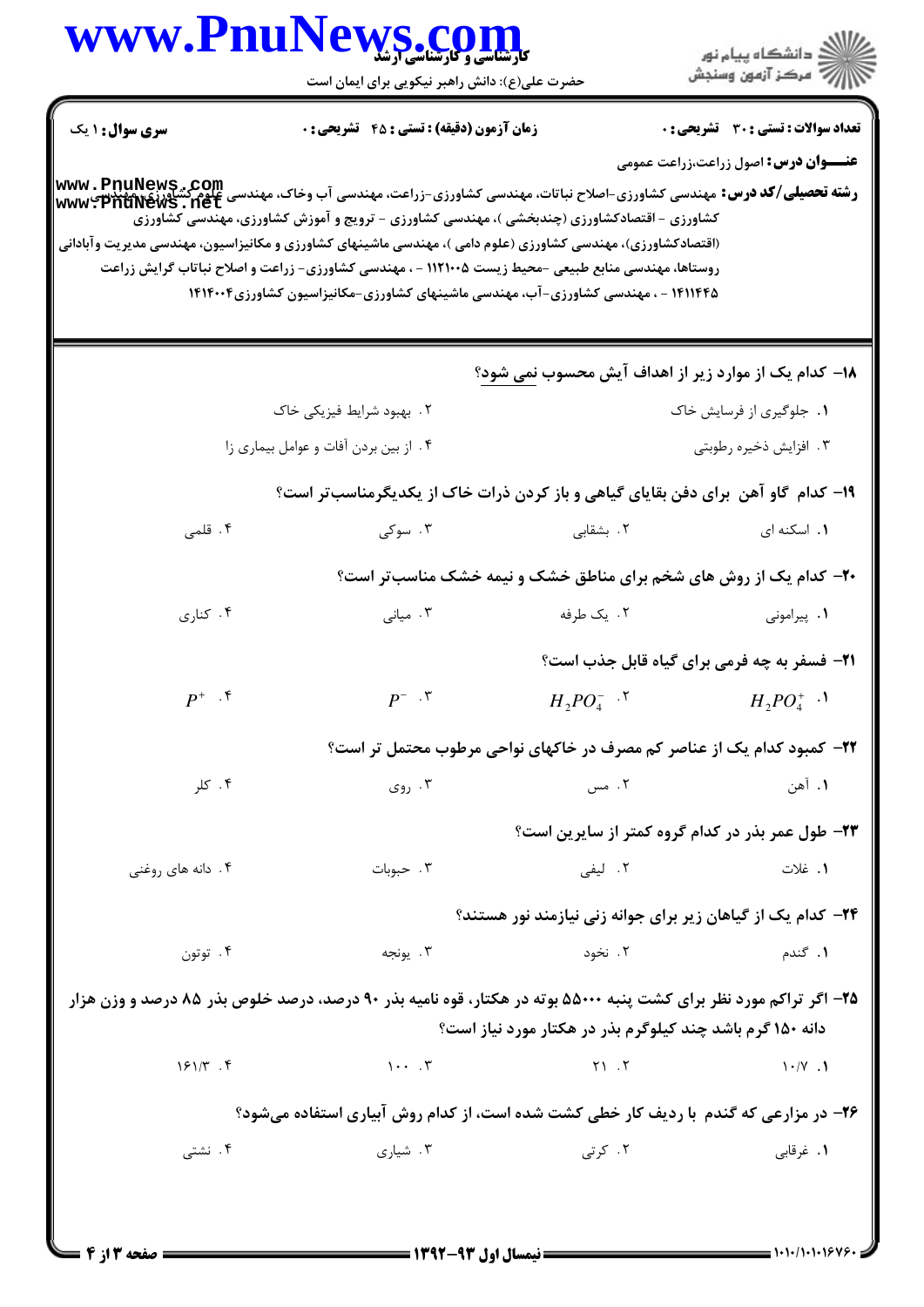**سری سؤال:** ۱ یک

**زمان آزمون (دقیقه) : تستی : ۴۵ تشریحی : ۰**

**تعداد سوالات : تستی : ۳۰ تشریحی : ۰**

**عنـــوان درس:** اصول زراعت،زراعت عمومی

**رشته تحصیلی/کد درس:** مهندسی کشاورزی-اصلاح نباتات، مهندسی کشاورزی-زراعت، مهندسی آب وخاک، مهندسی علوم کشاورزی، مهندسی کشاورزی - اقتصادکشاورزی (چندبخشی )، مهندسی کشاورزی - ترویج و آموزش کشاورزی، مهندسی کشاورزی (اقتصادکشاورزی)، مهندسی کشاورزی (علوم دامی )، مهندسی ماشینهای کشاورزی و مکانیزاسیون، مهندسی مدیریت وآبادانی روستاها، مهندسی منابع طبیعی -محیط زیست ۱۱۲۱۰۰۵ - ، مهندسی کشاورزی- زراعت و اصلاح نباتاب گرایش زراعت ۱۴۱۱۴۴۵ - ، مهندسی کشاورزی-آب، مهندسی ماشینهای کشاورزی-مکانیزاسیون کشاورزی۱۴۱۴۰۰۴

---

**۱۸- کدام یک از موارد زیر از اهداف آیش محسوب نمی شود؟**

۱. جلوگیری از فرسایش خاک
۲. بهبود شرایط فیزیکی خاک
۳. افزایش ذخیره رطوبتی
۴. از بین بردن آفات و عوامل بیماری زا

**۱۹- کدام گاو آهن برای دفن بقایای گیاهی و باز کردن ذرات خاک از یکدیگرمناسب‌تر است؟**

۱. اسکنه ای
۲. بشقابی
۳. سوکی
۴. قلمی

**۲۰- کدام یک از روش های شخم برای مناطق خشک و نیمه خشک مناسب‌تر است؟**

۱. پیرامونی
۲. یک طرفه
۳. میانی
۴. کناری

**۲۱- فسفر به چه فرمی برای گیاه قابل جذب است؟**

۱. $H_2PO_4^+$
۲. $H_2PO_4^-$
۳. $P^-$
۴. $P^+$

**۲۲- کمبود کدام یک از عناصر کم مصرف در خاکهای نواحی مرطوب محتمل تر است؟**

۱. آهن
۲. مس
۳. روی
۴. کلر

**۲۳- طول عمر بذر در کدام گروه کمتر از سایرین است؟**

۱. غلات
۲. لیفی
۳. حبوبات
۴. دانه های روغنی

**۲۴- کدام یک از گیاهان زیر برای جوانه زنی نیازمند نور هستند؟**

۱. گندم
۲. نخود
۳. یونجه
۴. توتون

**۲۵- اگر تراکم مورد نظر برای کشت پنبه ۵۵۰۰۰ بوته در هکتار، قوه نامیه بذر ۹۰ درصد، درصد خلوص بذر ۸۵ درصد و وزن هزار دانه ۱۵۰ گرم باشد چند کیلوگرم بذر در هکتار مورد نیاز است؟**

۱. ۱۰/۷
۲. ۲۱
۳. ۱۰۰
۴. ۱۶۱/۳

**۲۶- در مزارعی که گندم با ردیف کار خطی کشت شده است، از کدام روش آبیاری استفاده می‌شود؟**

۱. غرقابی
۲. کرتی
۳. شیاری
۴. نشتی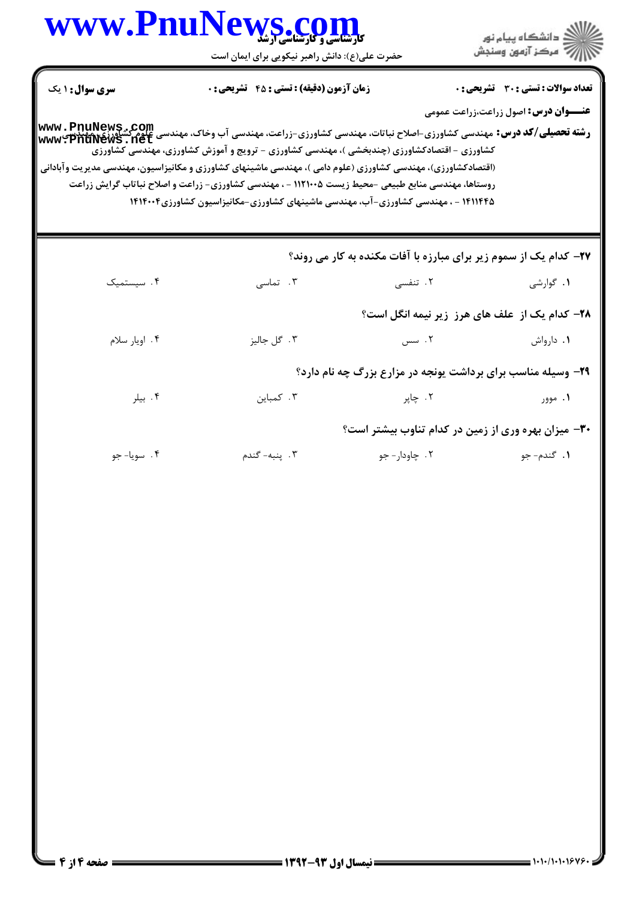**سری سوال:** ۱ یک

**زمان آزمون (دقیقه) : تستی : ۴۵ تشریحی : ۰**

**تعداد سوالات : تستی : ۳۰ تشریحی : ۰**

**عنـــوان درس:** اصول زراعت،زراعت عمومی

**رشته تحصیلی/کد درس:** مهندسی کشاورزی-اصلاح نباتات، مهندسی کشاورزی-زراعت، مهندسی آب وخاک، مهندسی علوم کشاورزی، مهندسی کشاورزی - اقتصادکشاورزی (چندبخشی )، مهندسی کشاورزی - ترویج و آموزش کشاورزی، مهندسی کشاورزی (اقتصادکشاورزی)، مهندسی کشاورزی (علوم دامی )، مهندسی ماشینهای کشاورزی و مکانیزاسیون، مهندسی مدیریت وآبادانی روستاها، مهندسی منابع طبیعی -محیط زیست ۱۱۲۱۰۰۵ - ، مهندسی کشاورزی- زراعت و اصلاح نباتاب گرایش زراعت ۱۴۱۱۴۴۵ - ، مهندسی کشاورزی-آب، مهندسی ماشینهای کشاورزی-مکانیزاسیون کشاورزی۱۴۱۴۰۰۴

**۲۷- کدام یک از سموم زیر برای مبارزه با آفات مکنده به کار می روند؟**

۱. گوارشی
۲. تنفسی
۳. تماسی
۴. سیستمیک

**۲۸- کدام یک از علف های هرز زیر نیمه انگل است؟**

۱. دارواش
۲. سس
۳. گل جالیز
۴. اویار سلام

**۲۹- وسیله مناسب برای برداشت یونجه در مزارع بزرگ چه نام دارد؟**

۱. موور
۲. چاپر
۳. کمباین
۴. بیلر

**۳۰- میزان بهره وری از زمین در کدام تناوب بیشتر است؟**

۱. گندم- جو
۲. چاودار- جو
۳. پنبه- گندم
۴. سویا- جو